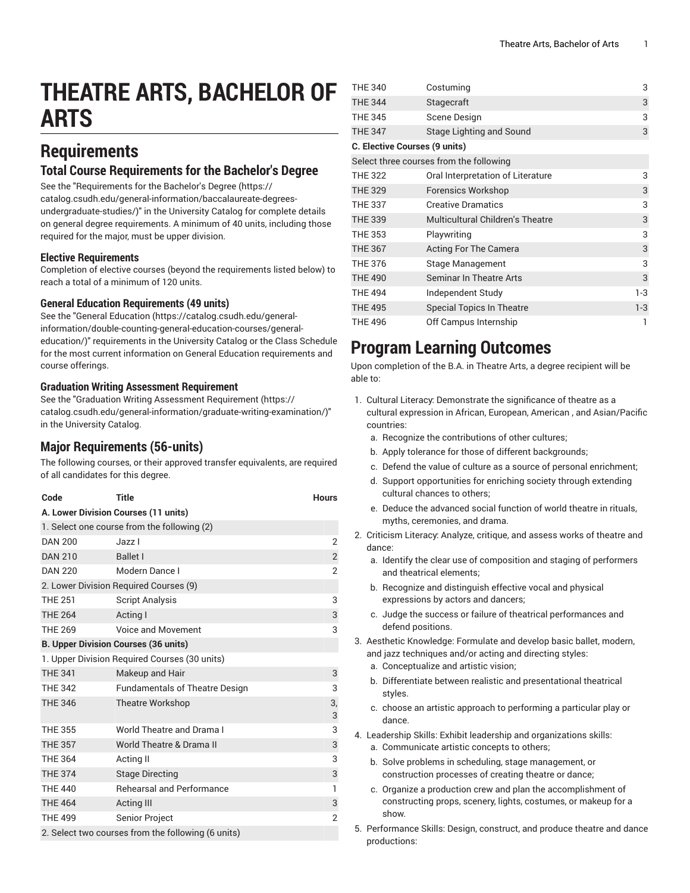# THEATRE ARTS, BACHELOR OF ARTS

## Requirements

### Total Course Requirements for the Bachelor's Degree

See the "Requirements for the Bachelor's Degree (https://catalog.csudh.edu/general-information/baccalaureate-degrees-undergraduate-studies/)" in the University Catalog for complete details on general degree requirements. A minimum of 40 units, including those required for the major, must be upper division.

#### Elective Requirements

Completion of elective courses (beyond the requirements listed below) to reach a total of a minimum of 120 units.

#### General Education Requirements (49 units)

See the "General Education (https://catalog.csudh.edu/general-information/double-counting-general-education-courses/general-education/)" requirements in the University Catalog or the Class Schedule for the most current information on General Education requirements and course offerings.

#### Graduation Writing Assessment Requirement

See the "Graduation Writing Assessment Requirement (https://catalog.csudh.edu/general-information/graduate-writing-examination/)" in the University Catalog.

### Major Requirements (56-units)

The following courses, or their approved transfer equivalents, are required of all candidates for this degree.

| Code | Title | Hours |
|---|---|---|
| **A. Lower Division Courses (11 units)** | | |
| 1. Select one course from the following (2) | | |
| DAN 200 | Jazz I | 2 |
| DAN 210 | Ballet I | 2 |
| DAN 220 | Modern Dance I | 2 |
| 2. Lower Division Required Courses (9) | | |
| THE 251 | Script Analysis | 3 |
| THE 264 | Acting I | 3 |
| THE 269 | Voice and Movement | 3 |
| **B. Upper Division Courses (36 units)** | | |
| 1. Upper Division Required Courses (30 units) | | |
| THE 341 | Makeup and Hair | 3 |
| THE 342 | Fundamentals of Theatre Design | 3 |
| THE 346 | Theatre Workshop | 3, 3 |
| THE 355 | World Theatre and Drama I | 3 |
| THE 357 | World Theatre & Drama II | 3 |
| THE 364 | Acting II | 3 |
| THE 374 | Stage Directing | 3 |
| THE 440 | Rehearsal and Performance | 1 |
| THE 464 | Acting III | 3 |
| THE 499 | Senior Project | 2 |
| 2. Select two courses from the following (6 units) | | |
| THE 340 | Costuming | 3 |
| THE 344 | Stagecraft | 3 |
| THE 345 | Scene Design | 3 |
| THE 347 | Stage Lighting and Sound | 3 |
| **C. Elective Courses (9 units)** | | |
| Select three courses from the following | | |
| THE 322 | Oral Interpretation of Literature | 3 |
| THE 329 | Forensics Workshop | 3 |
| THE 337 | Creative Dramatics | 3 |
| THE 339 | Multicultural Children's Theatre | 3 |
| THE 353 | Playwriting | 3 |
| THE 367 | Acting For The Camera | 3 |
| THE 376 | Stage Management | 3 |
| THE 490 | Seminar In Theatre Arts | 3 |
| THE 494 | Independent Study | 1-3 |
| THE 495 | Special Topics In Theatre | 1-3 |
| THE 496 | Off Campus Internship | 1 |

## Program Learning Outcomes

Upon completion of the B.A. in Theatre Arts, a degree recipient will be able to:

1. Cultural Literacy: Demonstrate the significance of theatre as a cultural expression in African, European, American , and Asian/Pacific countries:
   a. Recognize the contributions of other cultures;
   b. Apply tolerance for those of different backgrounds;
   c. Defend the value of culture as a source of personal enrichment;
   d. Support opportunities for enriching society through extending cultural chances to others;
   e. Deduce the advanced social function of world theatre in rituals, myths, ceremonies, and drama.
2. Criticism Literacy: Analyze, critique, and assess works of theatre and dance:
   a. Identify the clear use of composition and staging of performers and theatrical elements;
   b. Recognize and distinguish effective vocal and physical expressions by actors and dancers;
   c. Judge the success or failure of theatrical performances and defend positions.
3. Aesthetic Knowledge: Formulate and develop basic ballet, modern, and jazz techniques and/or acting and directing styles:
   a. Conceptualize and artistic vision;
   b. Differentiate between realistic and presentational theatrical styles.
   c. choose an artistic approach to performing a particular play or dance.
4. Leadership Skills: Exhibit leadership and organizations skills:
   a. Communicate artistic concepts to others;
   b. Solve problems in scheduling, stage management, or construction processes of creating theatre or dance;
   c. Organize a production crew and plan the accomplishment of constructing props, scenery, lights, costumes, or makeup for a show.
5. Performance Skills: Design, construct, and produce theatre and dance productions: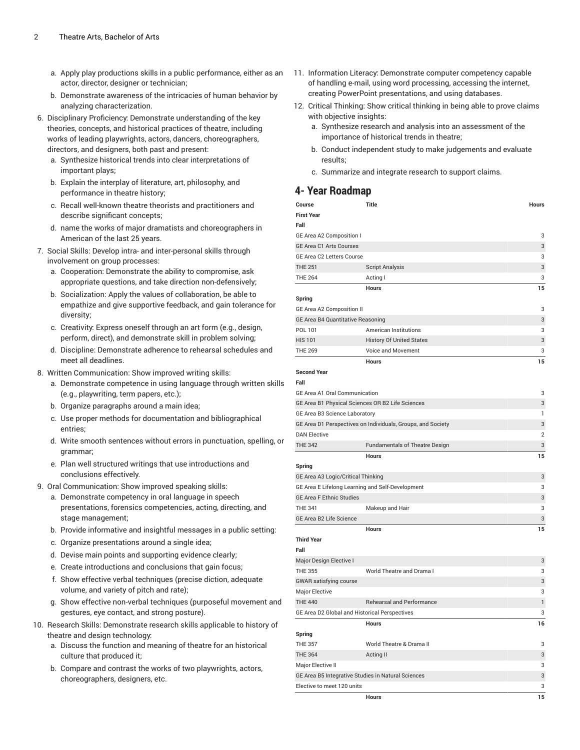a. Apply play productions skills in a public performance, either as an actor, director, designer or technician;
   b. Demonstrate awareness of the intricacies of human behavior by analyzing characterization.

6. Disciplinary Proficiency: Demonstrate understanding of the key theories, concepts, and historical practices of theatre, including works of leading playwrights, actors, dancers, choreographers, directors, and designers, both past and present:
   a. Synthesize historical trends into clear interpretations of important plays;
   b. Explain the interplay of literature, art, philosophy, and performance in theatre history;
   c. Recall well-known theatre theorists and practitioners and describe significant concepts;
   d. name the works of major dramatists and choreographers in American of the last 25 years.
7. Social Skills: Develop intra- and inter-personal skills through involvement on group processes:
   a. Cooperation: Demonstrate the ability to compromise, ask appropriate questions, and take direction non-defensively;
   b. Socialization: Apply the values of collaboration, be able to empathize and give supportive feedback, and gain tolerance for diversity;
   c. Creativity: Express oneself through an art form (e.g., design, perform, direct), and demonstrate skill in problem solving;
   d. Discipline: Demonstrate adherence to rehearsal schedules and meet all deadlines.
8. Written Communication: Show improved writing skills:
   a. Demonstrate competence in using language through written skills (e.g., playwriting, term papers, etc.);
   b. Organize paragraphs around a main idea;
   c. Use proper methods for documentation and bibliographical entries;
   d. Write smooth sentences without errors in punctuation, spelling, or grammar;
   e. Plan well structured writings that use introductions and conclusions effectively.
9. Oral Communication: Show improved speaking skills:
   a. Demonstrate competency in oral language in speech presentations, forensics competencies, acting, directing, and stage management;
   b. Provide informative and insightful messages in a public setting:
   c. Organize presentations around a single idea;
   d. Devise main points and supporting evidence clearly;
   e. Create introductions and conclusions that gain focus;
   f. Show effective verbal techniques (precise diction, adequate volume, and variety of pitch and rate);
   g. Show effective non-verbal techniques (purposeful movement and gestures, eye contact, and strong posture).
10. Research Skills: Demonstrate research skills applicable to history of theatre and design technology:
    a. Discuss the function and meaning of theatre for an historical culture that produced it;
    b. Compare and contrast the works of two playwrights, actors, choreographers, designers, etc.
11. Information Literacy: Demonstrate computer competency capable of handling e-mail, using word processing, accessing the internet, creating PowerPoint presentations, and using databases.
12. Critical Thinking: Show critical thinking in being able to prove claims with objective insights:
    a. Synthesize research and analysis into an assessment of the importance of historical trends in theatre;
    b. Conduct independent study to make judgements and evaluate results;
    c. Summarize and integrate research to support claims.

## 4- Year Roadmap

| Course | Title | Hours |
|---|---|---|
| **First Year** | | |
| **Fall** | | |
| GE Area A2 Composition I | | 3 |
| GE Area C1 Arts Courses | | 3 |
| GE Area C2 Letters Course | | 3 |
| THE 251 | Script Analysis | 3 |
| THE 264 | Acting I | 3 |
| | **Hours** | **15** |
| **Spring** | | |
| GE Area A2 Composition II | | 3 |
| GE Area B4 Quantitative Reasoning | | 3 |
| POL 101 | American Institutions | 3 |
| HIS 101 | History Of United States | 3 |
| THE 269 | Voice and Movement | 3 |
| | **Hours** | **15** |
| **Second Year** | | |
| **Fall** | | |
| GE Area A1 Oral Communication | | 3 |
| GE Area B1 Physical Sciences OR B2 Life Sciences | | 3 |
| GE Area B3 Science Laboratory | | 1 |
| GE Area D1 Perspectives on Individuals, Groups, and Society | | 3 |
| DAN Elective | | 2 |
| THE 342 | Fundamentals of Theatre Design | 3 |
| | **Hours** | **15** |
| **Spring** | | |
| GE Area A3 Logic/Critical Thinking | | 3 |
| GE Area E Lifelong Learning and Self-Development | | 3 |
| GE Area F Ethnic Studies | | 3 |
| THE 341 | Makeup and Hair | 3 |
| GE Area B2 Life Science | | 3 |
| | **Hours** | **15** |
| **Third Year** | | |
| **Fall** | | |
| Major Design Elective I | | 3 |
| THE 355 | World Theatre and Drama I | 3 |
| GWAR satisfying course | | 3 |
| Major Elective | | 3 |
| THE 440 | Rehearsal and Performance | 1 |
| GE Area D2 Global and Historical Perspectives | | 3 |
| | **Hours** | **16** |
| **Spring** | | |
| THE 357 | World Theatre & Drama II | 3 |
| THE 364 | Acting II | 3 |
| Major Elective II | | 3 |
| GE Area B5 Integrative Studies in Natural Sciences | | 3 |
| Elective to meet 120 units | | 3 |
| | **Hours** | **15** |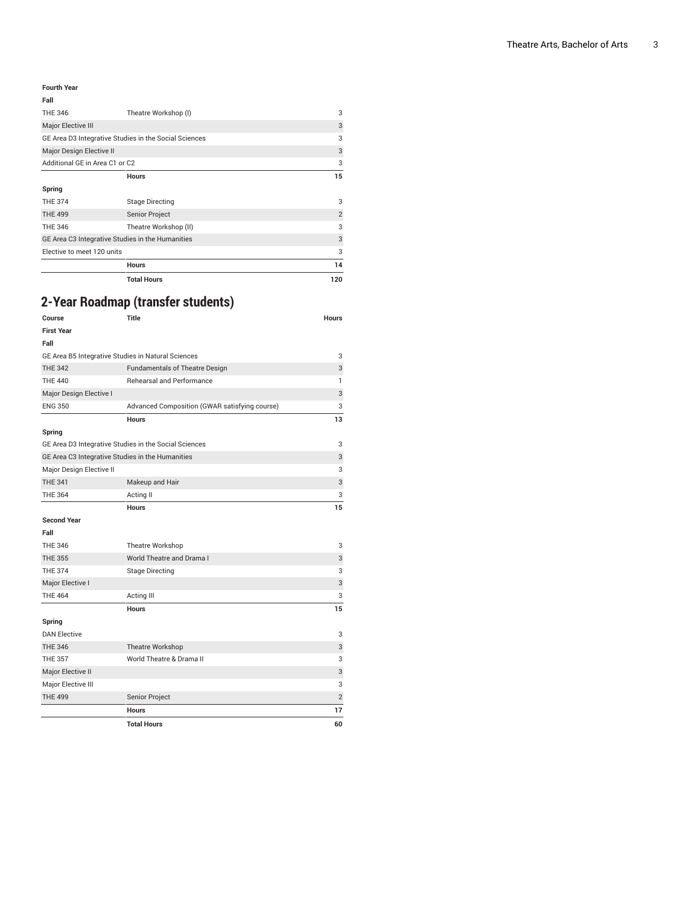| | | |
|---|---|---|
| **Fourth Year** | | |
| **Fall** | | |
| THE 346 | Theatre Workshop (I) | 3 |
| Major Elective III | | 3 |
| GE Area D3 Integrative Studies in the Social Sciences | | 3 |
| Major Design Elective II | | 3 |
| Additional GE in Area C1 or C2 | | 3 |
| | **Hours** | **15** |
| **Spring** | | |
| THE 374 | Stage Directing | 3 |
| THE 499 | Senior Project | 2 |
| THE 346 | Theatre Workshop (II) | 3 |
| GE Area C3 Integrative Studies in the Humanities | | 3 |
| Elective to meet 120 units | | 3 |
| | **Hours** | **14** |
| | **Total Hours** | **120** |

## 2-Year Roadmap (transfer students)

| Course | Title | Hours |
|---|---|---|
| **First Year** | | |
| **Fall** | | |
| GE Area B5 Integrative Studies in Natural Sciences | | 3 |
| THE 342 | Fundamentals of Theatre Design | 3 |
| THE 440 | Rehearsal and Performance | 1 |
| Major Design Elective I | | 3 |
| ENG 350 | Advanced Composition (GWAR satisfying course) | 3 |
| | **Hours** | **13** |
| **Spring** | | |
| GE Area D3 Integrative Studies in the Social Sciences | | 3 |
| GE Area C3 Integrative Studies in the Humanities | | 3 |
| Major Design Elective II | | 3 |
| THE 341 | Makeup and Hair | 3 |
| THE 364 | Acting II | 3 |
| | **Hours** | **15** |
| **Second Year** | | |
| **Fall** | | |
| THE 346 | Theatre Workshop | 3 |
| THE 355 | World Theatre and Drama I | 3 |
| THE 374 | Stage Directing | 3 |
| Major Elective I | | 3 |
| THE 464 | Acting III | 3 |
| | **Hours** | **15** |
| **Spring** | | |
| DAN Elective | | 3 |
| THE 346 | Theatre Workshop | 3 |
| THE 357 | World Theatre & Drama II | 3 |
| Major Elective II | | 3 |
| Major Elective III | | 3 |
| THE 499 | Senior Project | 2 |
| | **Hours** | **17** |
| | **Total Hours** | **60** |